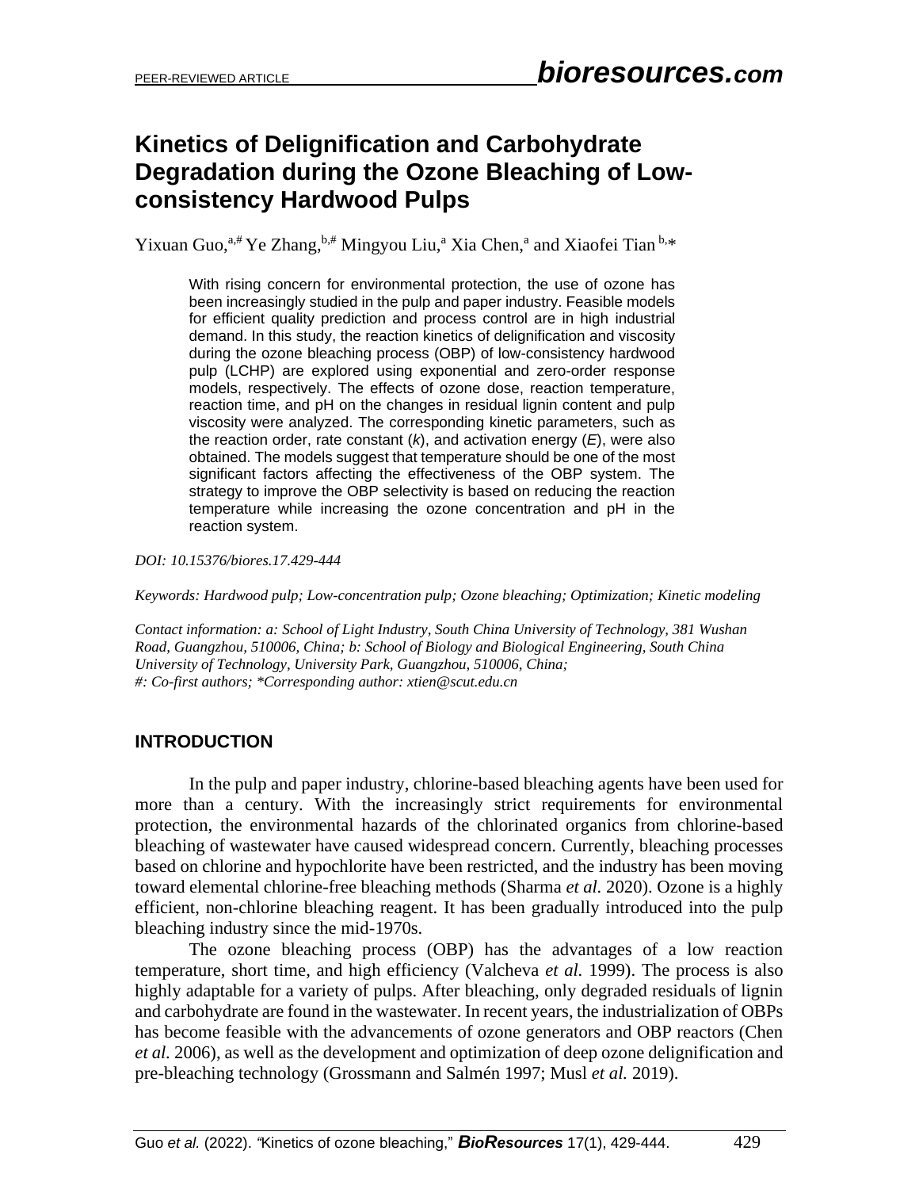# Kinetics of Delignification and Carbohydrate Degradation during the Ozone Bleaching of Low-consistency Hardwood Pulps

Yixuan Guo,[a,#] Ye Zhang,[b,#] Mingyou Liu,[a] Xia Chen,[a] and Xiaofei Tian [b,*]

> With rising concern for environmental protection, the use of ozone has been increasingly studied in the pulp and paper industry. Feasible models for efficient quality prediction and process control are in high industrial demand. In this study, the reaction kinetics of delignification and viscosity during the ozone bleaching process (OBP) of low-consistency hardwood pulp (LCHP) are explored using exponential and zero-order response models, respectively. The effects of ozone dose, reaction temperature, reaction time, and pH on the changes in residual lignin content and pulp viscosity were analyzed. The corresponding kinetic parameters, such as the reaction order, rate constant ($k$), and activation energy ($E$), were also obtained. The models suggest that temperature should be one of the most significant factors affecting the effectiveness of the OBP system. The strategy to improve the OBP selectivity is based on reducing the reaction temperature while increasing the ozone concentration and pH in the reaction system.

*DOI: 10.15376/biores.17.429-444*

*Keywords: Hardwood pulp; Low-concentration pulp; Ozone bleaching; Optimization; Kinetic modeling*

*Contact information: a: School of Light Industry, South China University of Technology, 381 Wushan Road, Guangzhou, 510006, China; b: School of Biology and Biological Engineering, South China University of Technology, University Park, Guangzhou, 510006, China; #: Co-first authors; *Corresponding author: xtien@scut.edu.cn*

## INTRODUCTION

In the pulp and paper industry, chlorine-based bleaching agents have been used for more than a century. With the increasingly strict requirements for environmental protection, the environmental hazards of the chlorinated organics from chlorine-based bleaching of wastewater have caused widespread concern. Currently, bleaching processes based on chlorine and hypochlorite have been restricted, and the industry has been moving toward elemental chlorine-free bleaching methods (Sharma *et al.* 2020). Ozone is a highly efficient, non-chlorine bleaching reagent. It has been gradually introduced into the pulp bleaching industry since the mid-1970s.

The ozone bleaching process (OBP) has the advantages of a low reaction temperature, short time, and high efficiency (Valcheva *et al.* 1999). The process is also highly adaptable for a variety of pulps. After bleaching, only degraded residuals of lignin and carbohydrate are found in the wastewater. In recent years, the industrialization of OBPs has become feasible with the advancements of ozone generators and OBP reactors (Chen *et al.* 2006), as well as the development and optimization of deep ozone delignification and pre-bleaching technology (Grossmann and Salmén 1997; Musl *et al.* 2019).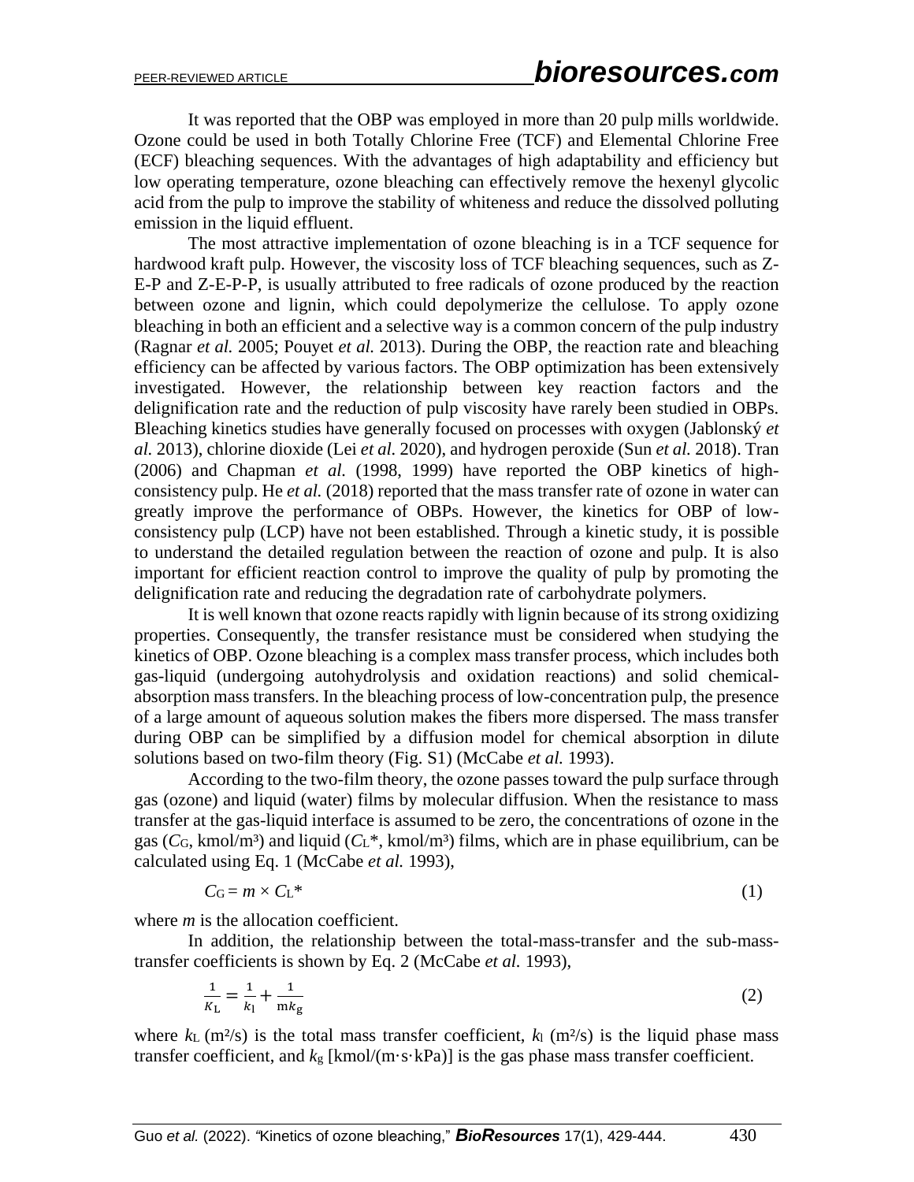It was reported that the OBP was employed in more than 20 pulp mills worldwide. Ozone could be used in both Totally Chlorine Free (TCF) and Elemental Chlorine Free (ECF) bleaching sequences. With the advantages of high adaptability and efficiency but low operating temperature, ozone bleaching can effectively remove the hexenyl glycolic acid from the pulp to improve the stability of whiteness and reduce the dissolved polluting emission in the liquid effluent.

The most attractive implementation of ozone bleaching is in a TCF sequence for hardwood kraft pulp. However, the viscosity loss of TCF bleaching sequences, such as Z-E-P and Z-E-P-P, is usually attributed to free radicals of ozone produced by the reaction between ozone and lignin, which could depolymerize the cellulose. To apply ozone bleaching in both an efficient and a selective way is a common concern of the pulp industry (Ragnar *et al.* 2005; Pouyet *et al.* 2013). During the OBP, the reaction rate and bleaching efficiency can be affected by various factors. The OBP optimization has been extensively investigated. However, the relationship between key reaction factors and the delignification rate and the reduction of pulp viscosity have rarely been studied in OBPs. Bleaching kinetics studies have generally focused on processes with oxygen (Jablonský *et al.* 2013), chlorine dioxide (Lei *et al.* 2020), and hydrogen peroxide (Sun *et al.* 2018). Tran (2006) and Chapman *et al.* (1998, 1999) have reported the OBP kinetics of high-consistency pulp. He *et al.* (2018) reported that the mass transfer rate of ozone in water can greatly improve the performance of OBPs. However, the kinetics for OBP of low-consistency pulp (LCP) have not been established. Through a kinetic study, it is possible to understand the detailed regulation between the reaction of ozone and pulp. It is also important for efficient reaction control to improve the quality of pulp by promoting the delignification rate and reducing the degradation rate of carbohydrate polymers.

It is well known that ozone reacts rapidly with lignin because of its strong oxidizing properties. Consequently, the transfer resistance must be considered when studying the kinetics of OBP. Ozone bleaching is a complex mass transfer process, which includes both gas-liquid (undergoing autohydrolysis and oxidation reactions) and solid chemical-absorption mass transfers. In the bleaching process of low-concentration pulp, the presence of a large amount of aqueous solution makes the fibers more dispersed. The mass transfer during OBP can be simplified by a diffusion model for chemical absorption in dilute solutions based on two-film theory (Fig. S1) (McCabe *et al.* 1993).

According to the two-film theory, the ozone passes toward the pulp surface through gas (ozone) and liquid (water) films by molecular diffusion. When the resistance to mass transfer at the gas-liquid interface is assumed to be zero, the concentrations of ozone in the gas ($C_G$, kmol/m³) and liquid ($C_L$*, kmol/m³) films, which are in phase equilibrium, can be calculated using Eq. 1 (McCabe *et al.* 1993),

$$C_G = m \times C_L^* \tag{1}$$

where *m* is the allocation coefficient.

In addition, the relationship between the total-mass-transfer and the sub-mass-transfer coefficients is shown by Eq. 2 (McCabe *et al.* 1993),

$$\frac{1}{K_L} = \frac{1}{k_l} + \frac{1}{mk_g} \tag{2}$$

where $k_L$ (m²/s) is the total mass transfer coefficient, $k_l$ (m²/s) is the liquid phase mass transfer coefficient, and $k_g$ [kmol/(m·s·kPa)] is the gas phase mass transfer coefficient.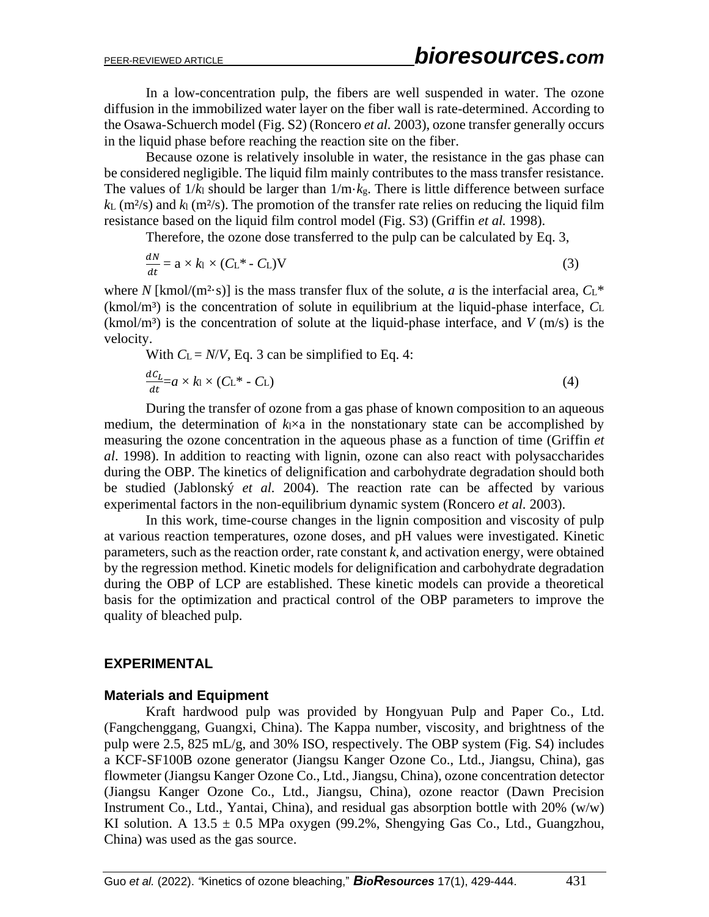In a low-concentration pulp, the fibers are well suspended in water. The ozone diffusion in the immobilized water layer on the fiber wall is rate-determined. According to the Osawa-Schuerch model (Fig. S2) (Roncero *et al.* 2003), ozone transfer generally occurs in the liquid phase before reaching the reaction site on the fiber.

Because ozone is relatively insoluble in water, the resistance in the gas phase can be considered negligible. The liquid film mainly contributes to the mass transfer resistance. The values of $1/k_l$ should be larger than $1/m \cdot k_g$. There is little difference between surface $k_L$ (m²/s) and $k_l$ (m²/s). The promotion of the transfer rate relies on reducing the liquid film resistance based on the liquid film control model (Fig. S3) (Griffin *et al.* 1998).

Therefore, the ozone dose transferred to the pulp can be calculated by Eq. 3,

$$\frac{dN}{dt} = \text{a} \times k_l \times (C_L^* - C_L)\text{V} \tag{3}$$

where $N$ [kmol/(m²·s)] is the mass transfer flux of the solute, $a$ is the interfacial area, $C_L^*$ (kmol/m³) is the concentration of solute in equilibrium at the liquid-phase interface, $C_L$ (kmol/m³) is the concentration of solute at the liquid-phase interface, and $V$ (m/s) is the velocity.

With $C_L = N/V$, Eq. 3 can be simplified to Eq. 4:

$$\frac{dC_L}{dt} = a \times k_l \times (C_L^* - C_L) \tag{4}$$

During the transfer of ozone from a gas phase of known composition to an aqueous medium, the determination of $k_l \times$a in the nonstationary state can be accomplished by measuring the ozone concentration in the aqueous phase as a function of time (Griffin *et al*. 1998). In addition to reacting with lignin, ozone can also react with polysaccharides during the OBP. The kinetics of delignification and carbohydrate degradation should both be studied (Jablonský *et al.* 2004). The reaction rate can be affected by various experimental factors in the non-equilibrium dynamic system (Roncero *et al.* 2003).

In this work, time-course changes in the lignin composition and viscosity of pulp at various reaction temperatures, ozone doses, and pH values were investigated. Kinetic parameters, such as the reaction order, rate constant $k$, and activation energy, were obtained by the regression method. Kinetic models for delignification and carbohydrate degradation during the OBP of LCP are established. These kinetic models can provide a theoretical basis for the optimization and practical control of the OBP parameters to improve the quality of bleached pulp.

## EXPERIMENTAL

### Materials and Equipment

Kraft hardwood pulp was provided by Hongyuan Pulp and Paper Co., Ltd. (Fangchenggang, Guangxi, China). The Kappa number, viscosity, and brightness of the pulp were 2.5, 825 mL/g, and 30% ISO, respectively. The OBP system (Fig. S4) includes a KCF-SF100B ozone generator (Jiangsu Kanger Ozone Co., Ltd., Jiangsu, China), gas flowmeter (Jiangsu Kanger Ozone Co., Ltd., Jiangsu, China), ozone concentration detector (Jiangsu Kanger Ozone Co., Ltd., Jiangsu, China), ozone reactor (Dawn Precision Instrument Co., Ltd., Yantai, China), and residual gas absorption bottle with 20% (w/w) KI solution. A 13.5 ± 0.5 MPa oxygen (99.2%, Shengying Gas Co., Ltd., Guangzhou, China) was used as the gas source.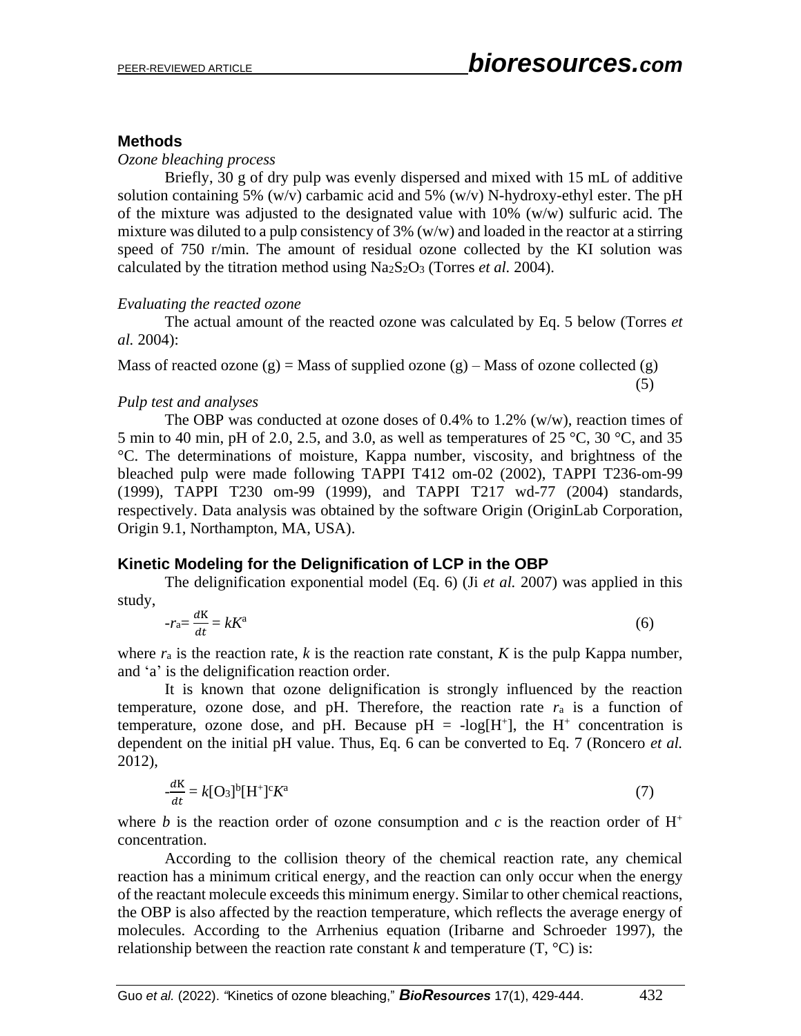## Methods

### *Ozone bleaching process*

Briefly, 30 g of dry pulp was evenly dispersed and mixed with 15 mL of additive solution containing 5% (w/v) carbamic acid and 5% (w/v) N-hydroxy-ethyl ester. The pH of the mixture was adjusted to the designated value with 10% (w/w) sulfuric acid. The mixture was diluted to a pulp consistency of 3% (w/w) and loaded in the reactor at a stirring speed of 750 r/min. The amount of residual ozone collected by the KI solution was calculated by the titration method using $Na_2S_2O_3$ (Torres *et al.* 2004).

### *Evaluating the reacted ozone*

The actual amount of the reacted ozone was calculated by Eq. 5 below (Torres *et al.* 2004):

$$\text{Mass of reacted ozone (g)} = \text{Mass of supplied ozone (g)} - \text{Mass of ozone collected (g)} \tag{5}$$

### *Pulp test and analyses*

The OBP was conducted at ozone doses of 0.4% to 1.2% (w/w), reaction times of 5 min to 40 min, pH of 2.0, 2.5, and 3.0, as well as temperatures of 25 °C, 30 °C, and 35 °C. The determinations of moisture, Kappa number, viscosity, and brightness of the bleached pulp were made following TAPPI T412 om-02 (2002), TAPPI T236-om-99 (1999), TAPPI T230 om-99 (1999), and TAPPI T217 wd-77 (2004) standards, respectively. Data analysis was obtained by the software Origin (OriginLab Corporation, Origin 9.1, Northampton, MA, USA).

## Kinetic Modeling for the Delignification of LCP in the OBP

The delignification exponential model (Eq. 6) (Ji *et al.* 2007) was applied in this study,

$$-r_a = \frac{dK}{dt} = kK^a \tag{6}$$

where $r_a$ is the reaction rate, $k$ is the reaction rate constant, $K$ is the pulp Kappa number, and 'a' is the delignification reaction order.

It is known that ozone delignification is strongly influenced by the reaction temperature, ozone dose, and pH. Therefore, the reaction rate $r_a$ is a function of temperature, ozone dose, and pH. Because pH = $-\log[H^+]$, the $H^+$ concentration is dependent on the initial pH value. Thus, Eq. 6 can be converted to Eq. 7 (Roncero *et al.* 2012),

$$-\frac{dK}{dt} = k[O_3]^b[H^+]^cK^a \tag{7}$$

where $b$ is the reaction order of ozone consumption and $c$ is the reaction order of $H^+$ concentration.

According to the collision theory of the chemical reaction rate, any chemical reaction has a minimum critical energy, and the reaction can only occur when the energy of the reactant molecule exceeds this minimum energy. Similar to other chemical reactions, the OBP is also affected by the reaction temperature, which reflects the average energy of molecules. According to the Arrhenius equation (Iribarne and Schroeder 1997), the relationship between the reaction rate constant $k$ and temperature (T, °C) is: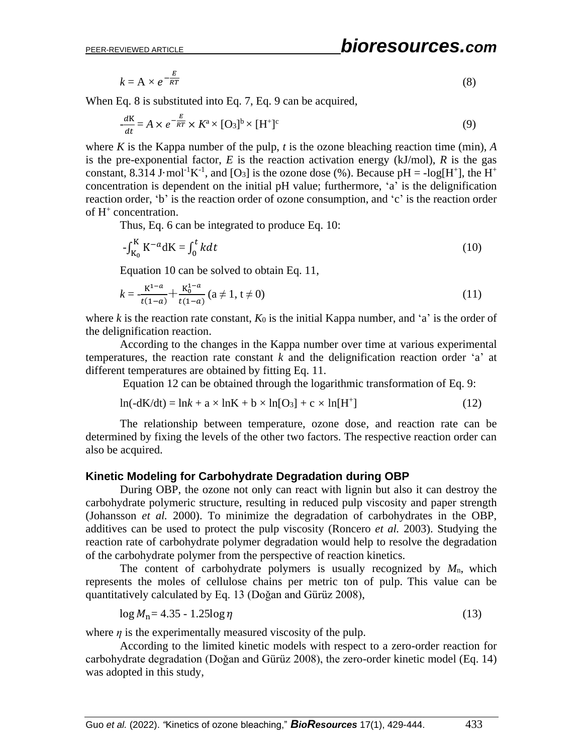$$k = A \times e^{-\frac{E}{RT}} \tag{8}$$

When Eq. 8 is substituted into Eq. 7, Eq. 9 can be acquired,

$$-\frac{dK}{dt} = A \times e^{-\frac{E}{RT}} \times K^{a} \times [O_3]^{b} \times [H^{+}]^{c} \tag{9}$$

where $K$ is the Kappa number of the pulp, $t$ is the ozone bleaching reaction time (min), $A$ is the pre-exponential factor, $E$ is the reaction activation energy (kJ/mol), $R$ is the gas constant, 8.314 J·mol$^{-1}$K$^{-1}$, and $[O_3]$ is the ozone dose (%). Because pH = -log$[H^+]$, the $H^+$ concentration is dependent on the initial pH value; furthermore, 'a' is the delignification reaction order, 'b' is the reaction order of ozone consumption, and 'c' is the reaction order of $H^+$ concentration.

Thus, Eq. 6 can be integrated to produce Eq. 10:

$$-\int_{K_0}^{K} K^{-a} dK = \int_{0}^{t} k dt \tag{10}$$

Equation 10 can be solved to obtain Eq. 11,

$$k = -\frac{K^{1-a}}{t(1-a)} + \frac{K_0^{1-a}}{t(1-a)} \ (a \neq 1, t \neq 0) \tag{11}$$

where $k$ is the reaction rate constant, $K_0$ is the initial Kappa number, and 'a' is the order of the delignification reaction.

According to the changes in the Kappa number over time at various experimental temperatures, the reaction rate constant $k$ and the delignification reaction order 'a' at different temperatures are obtained by fitting Eq. 11.

Equation 12 can be obtained through the logarithmic transformation of Eq. 9:

$$\ln(-dK/dt) = \ln k + a \times \ln K + b \times \ln[O_3] + c \times \ln[H^+] \tag{12}$$

The relationship between temperature, ozone dose, and reaction rate can be determined by fixing the levels of the other two factors. The respective reaction order can also be acquired.

### Kinetic Modeling for Carbohydrate Degradation during OBP

During OBP, the ozone not only can react with lignin but also it can destroy the carbohydrate polymeric structure, resulting in reduced pulp viscosity and paper strength (Johansson *et al.* 2000). To minimize the degradation of carbohydrates in the OBP, additives can be used to protect the pulp viscosity (Roncero *et al.* 2003). Studying the reaction rate of carbohydrate polymer degradation would help to resolve the degradation of the carbohydrate polymer from the perspective of reaction kinetics.

The content of carbohydrate polymers is usually recognized by $M_n$, which represents the moles of cellulose chains per metric ton of pulp. This value can be quantitatively calculated by Eq. 13 (Doğan and Gürüz 2008),

$$\log M_n = 4.35 - 1.25 \log \eta \tag{13}$$

where $\eta$ is the experimentally measured viscosity of the pulp.

According to the limited kinetic models with respect to a zero-order reaction for carbohydrate degradation (Doğan and Gürüz 2008), the zero-order kinetic model (Eq. 14) was adopted in this study,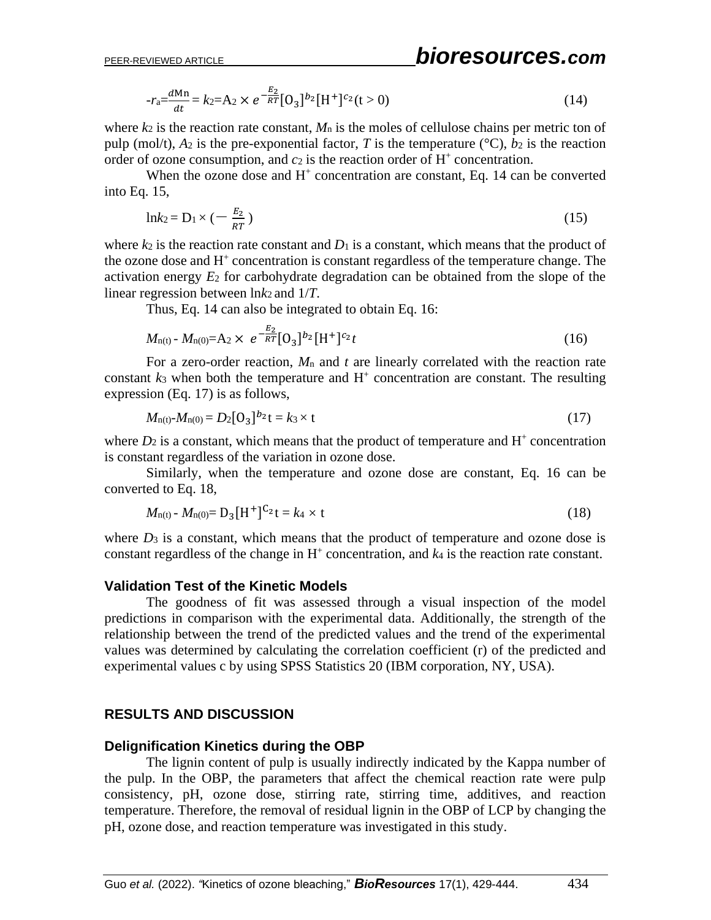$$-r_a = \frac{dM_n}{dt} = k_2 = A_2 \times e^{-\frac{E_2}{RT}} [O_3]^{b_2} [H^+]^{c_2} (t > 0) \quad (14)$$

where $k_2$ is the reaction rate constant, $M_n$ is the moles of cellulose chains per metric ton of pulp (mol/t), $A_2$ is the pre-exponential factor, $T$ is the temperature (°C), $b_2$ is the reaction order of ozone consumption, and $c_2$ is the reaction order of $H^+$ concentration.

When the ozone dose and $H^+$ concentration are constant, Eq. 14 can be converted into Eq. 15,

$$\ln k_2 = D_1 \times \left(-\frac{E_2}{RT}\right) \quad (15)$$

where $k_2$ is the reaction rate constant and $D_1$ is a constant, which means that the product of the ozone dose and $H^+$ concentration is constant regardless of the temperature change. The activation energy $E_2$ for carbohydrate degradation can be obtained from the slope of the linear regression between $\ln k_2$ and $1/T$.

Thus, Eq. 14 can also be integrated to obtain Eq. 16:

$$M_{n(t)} - M_{n(0)} = A_2 \times e^{-\frac{E_2}{RT}} [O_3]^{b_2} [H^+]^{c_2} t \quad (16)$$

For a zero-order reaction, $M_n$ and $t$ are linearly correlated with the reaction rate constant $k_3$ when both the temperature and $H^+$ concentration are constant. The resulting expression (Eq. 17) is as follows,

$$M_{n(t)} - M_{n(0)} = D_2 [O_3]^{b_2} t = k_3 \times t \quad (17)$$

where $D_2$ is a constant, which means that the product of temperature and $H^+$ concentration is constant regardless of the variation in ozone dose.

Similarly, when the temperature and ozone dose are constant, Eq. 16 can be converted to Eq. 18,

$$M_{n(t)} - M_{n(0)} = D_3 [H^+]^{C_2} t = k_4 \times t \quad (18)$$

where $D_3$ is a constant, which means that the product of temperature and ozone dose is constant regardless of the change in $H^+$ concentration, and $k_4$ is the reaction rate constant.

### Validation Test of the Kinetic Models

The goodness of fit was assessed through a visual inspection of the model predictions in comparison with the experimental data. Additionally, the strength of the relationship between the trend of the predicted values and the trend of the experimental values was determined by calculating the correlation coefficient (r) of the predicted and experimental values c by using SPSS Statistics 20 (IBM corporation, NY, USA).

## RESULTS AND DISCUSSION

### Delignification Kinetics during the OBP

The lignin content of pulp is usually indirectly indicated by the Kappa number of the pulp. In the OBP, the parameters that affect the chemical reaction rate were pulp consistency, pH, ozone dose, stirring rate, stirring time, additives, and reaction temperature. Therefore, the removal of residual lignin in the OBP of LCP by changing the pH, ozone dose, and reaction temperature was investigated in this study.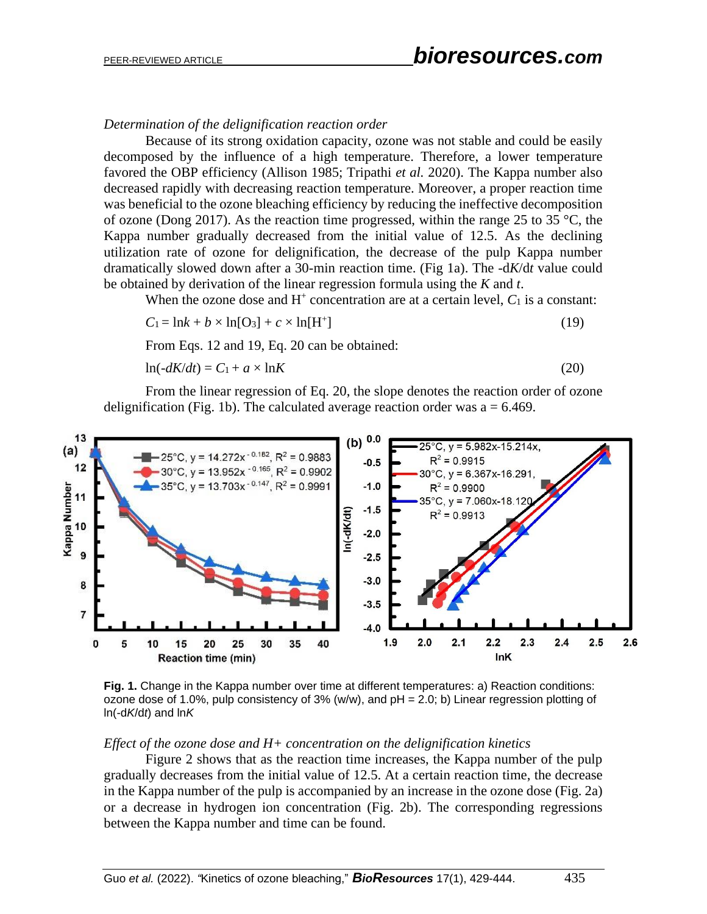*Determination of the delignification reaction order*

Because of its strong oxidation capacity, ozone was not stable and could be easily decomposed by the influence of a high temperature. Therefore, a lower temperature favored the OBP efficiency (Allison 1985; Tripathi *et al.* 2020). The Kappa number also decreased rapidly with decreasing reaction temperature. Moreover, a proper reaction time was beneficial to the ozone bleaching efficiency by reducing the ineffective decomposition of ozone (Dong 2017). As the reaction time progressed, within the range 25 to 35 °C, the Kappa number gradually decreased from the initial value of 12.5. As the declining utilization rate of ozone for delignification, the decrease of the pulp Kappa number dramatically slowed down after a 30-min reaction time. (Fig 1a). The $-dK/dt$ value could be obtained by derivation of the linear regression formula using the $K$ and $t$.

When the ozone dose and $H^+$ concentration are at a certain level, $C_1$ is a constant:

$$C_1 = \ln k + b \times \ln[O_3] + c \times \ln[H^+] \tag{19}$$

From Eqs. 12 and 19, Eq. 20 can be obtained:

$$\ln(-dK/dt) = C_1 + a \times \ln K \tag{20}$$

From the linear regression of Eq. 20, the slope denotes the reaction order of ozone delignification (Fig. 1b). The calculated average reaction order was a = 6.469.

**Fig. 1.** Change in the Kappa number over time at different temperatures: a) Reaction conditions: ozone dose of 1.0%, pulp consistency of 3% (w/w), and pH = 2.0; b) Linear regression plotting of $\ln(-dK/dt)$ and $\ln K$

*Effect of the ozone dose and H+ concentration on the delignification kinetics*

Figure 2 shows that as the reaction time increases, the Kappa number of the pulp gradually decreases from the initial value of 12.5. At a certain reaction time, the decrease in the Kappa number of the pulp is accompanied by an increase in the ozone dose (Fig. 2a) or a decrease in hydrogen ion concentration (Fig. 2b). The corresponding regressions between the Kappa number and time can be found.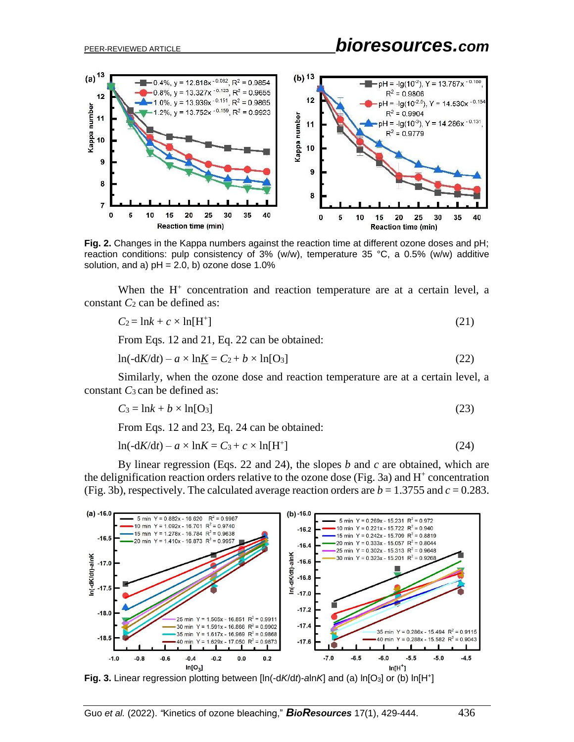**Fig. 2.** Changes in the Kappa numbers against the reaction time at different ozone doses and pH; reaction conditions: pulp consistency of 3% (w/w), temperature 35 °C, a 0.5% (w/w) additive solution, and a) pH = 2.0, b) ozone dose 1.0%

When the $H^+$ concentration and reaction temperature are at a certain level, a constant $C_2$ can be defined as:

$$C_2 = \ln k + c \times \ln[H^+] \tag{21}$$

From Eqs. 12 and 21, Eq. 22 can be obtained:

$$\ln(-dK/dt) - a \times \ln \underline{K} = C_2 + b \times \ln[O_3] \tag{22}$$

Similarly, when the ozone dose and reaction temperature are at a certain level, a constant $C_3$ can be defined as:

$$C_3 = \ln k + b \times \ln[O_3] \tag{23}$$

From Eqs. 12 and 23, Eq. 24 can be obtained:

$$\ln(-dK/dt) - a \times \ln K = C_3 + c \times \ln[H^+] \tag{24}$$

By linear regression (Eqs. 22 and 24), the slopes $b$ and $c$ are obtained, which are the delignification reaction orders relative to the ozone dose (Fig. 3a) and $H^+$ concentration (Fig. 3b), respectively. The calculated average reaction orders are $b = 1.3755$ and $c = 0.283$.

**Fig. 3.** Linear regression plotting between [ln(-d*K*/d*t*)-aln*K*] and (a) ln[$O_3$] or (b) ln[$H^+$]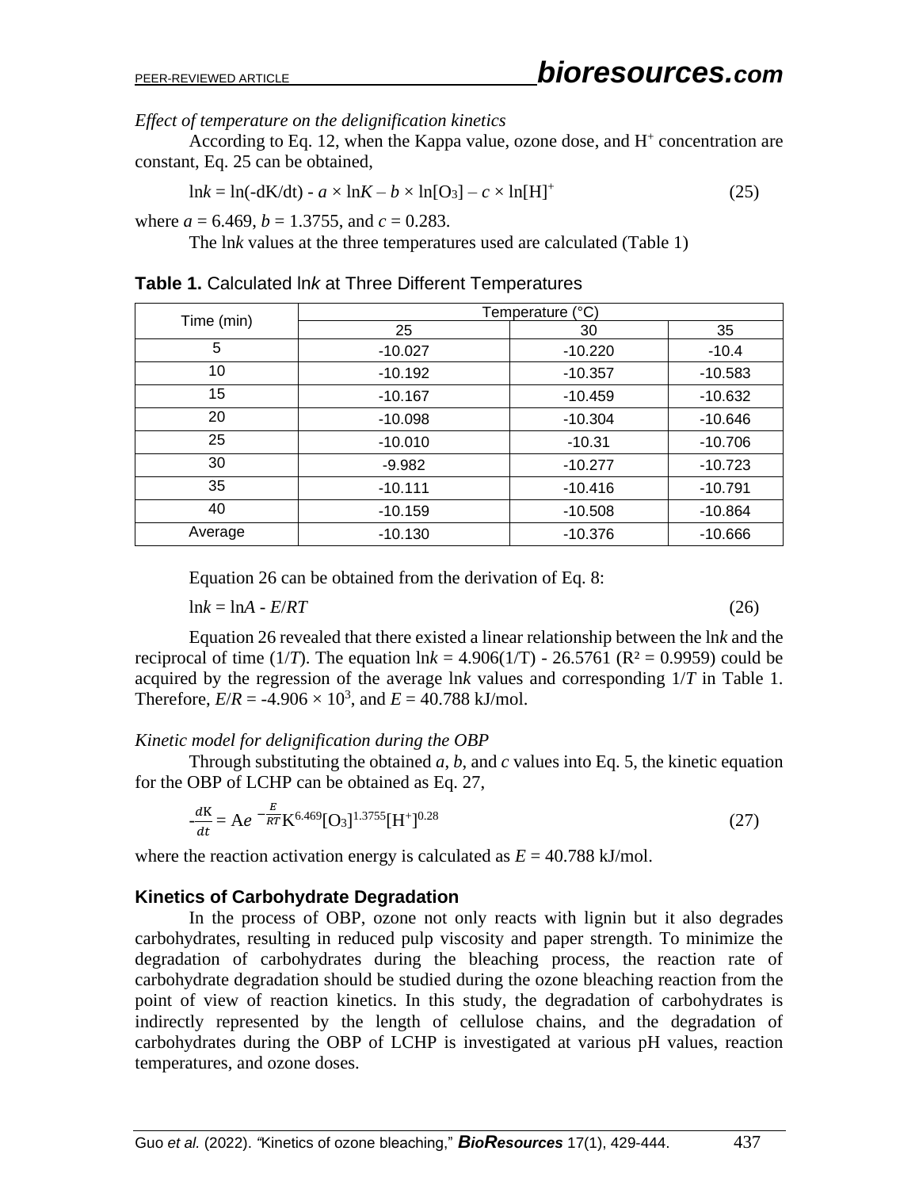*Effect of temperature on the delignification kinetics*

According to Eq. 12, when the Kappa value, ozone dose, and $H^+$ concentration are constant, Eq. 25 can be obtained,

$$\ln k = \ln(-dK/dt) - a \times \ln K - b \times \ln[O_3] - c \times \ln[H]^+ \tag{25}$$

where $a$ = 6.469, $b$ = 1.3755, and $c$ = 0.283.

The ln$k$ values at the three temperatures used are calculated (Table 1)

**Table 1.** Calculated ln*k* at Three Different Temperatures

| Time (min) | Temperature (°C) | | |
|---|---|---|---|
| | 25 | 30 | 35 |
| 5 | -10.027 | -10.220 | -10.4 |
| 10 | -10.192 | -10.357 | -10.583 |
| 15 | -10.167 | -10.459 | -10.632 |
| 20 | -10.098 | -10.304 | -10.646 |
| 25 | -10.010 | -10.31 | -10.706 |
| 30 | -9.982 | -10.277 | -10.723 |
| 35 | -10.111 | -10.416 | -10.791 |
| 40 | -10.159 | -10.508 | -10.864 |
| Average | -10.130 | -10.376 | -10.666 |

Equation 26 can be obtained from the derivation of Eq. 8:

$$\ln k = \ln A - E/RT \tag{26}$$

Equation 26 revealed that there existed a linear relationship between the ln$k$ and the reciprocal of time (1/$T$). The equation $\ln k = 4.906(1/T) - 26.5761$ ($R^2 = 0.9959$) could be acquired by the regression of the average ln$k$ values and corresponding 1/$T$ in Table 1. Therefore, $E/R = -4.906 \times 10^3$, and $E$ = 40.788 kJ/mol.

*Kinetic model for delignification during the OBP*

Through substituting the obtained $a$, $b$, and $c$ values into Eq. 5, the kinetic equation for the OBP of LCHP can be obtained as Eq. 27,

$$-\frac{dK}{dt} = Ae^{-\frac{E}{RT}} K^{6.469} [O_3]^{1.3755} [H^+]^{0.28} \tag{27}$$

where the reaction activation energy is calculated as $E$ = 40.788 kJ/mol.

## Kinetics of Carbohydrate Degradation

In the process of OBP, ozone not only reacts with lignin but it also degrades carbohydrates, resulting in reduced pulp viscosity and paper strength. To minimize the degradation of carbohydrates during the bleaching process, the reaction rate of carbohydrate degradation should be studied during the ozone bleaching reaction from the point of view of reaction kinetics. In this study, the degradation of carbohydrates is indirectly represented by the length of cellulose chains, and the degradation of carbohydrates during the OBP of LCHP is investigated at various pH values, reaction temperatures, and ozone doses.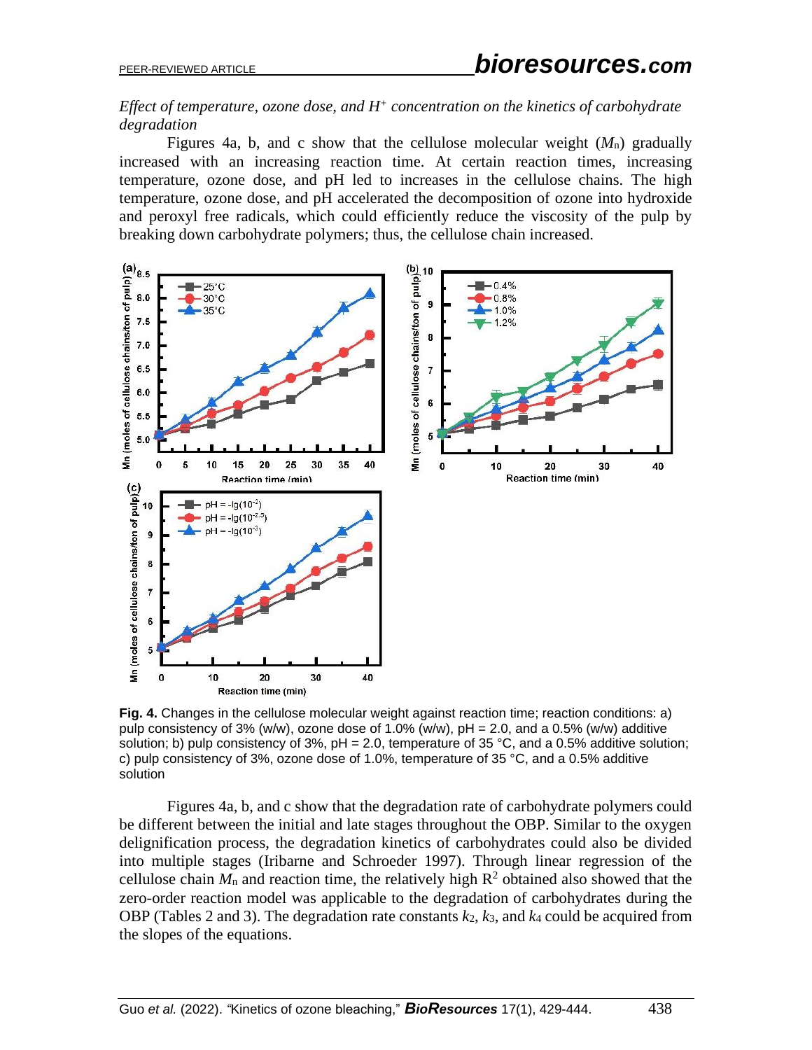*Effect of temperature, ozone dose, and $H^+$ concentration on the kinetics of carbohydrate degradation*

Figures 4a, b, and c show that the cellulose molecular weight ($M_n$) gradually increased with an increasing reaction time. At certain reaction times, increasing temperature, ozone dose, and pH led to increases in the cellulose chains. The high temperature, ozone dose, and pH accelerated the decomposition of ozone into hydroxide and peroxyl free radicals, which could efficiently reduce the viscosity of the pulp by breaking down carbohydrate polymers; thus, the cellulose chain increased.

**Fig. 4.** Changes in the cellulose molecular weight against reaction time; reaction conditions: a) pulp consistency of 3% (w/w), ozone dose of 1.0% (w/w), pH = 2.0, and a 0.5% (w/w) additive solution; b) pulp consistency of 3%, pH = 2.0, temperature of 35 °C, and a 0.5% additive solution; c) pulp consistency of 3%, ozone dose of 1.0%, temperature of 35 °C, and a 0.5% additive solution

Figures 4a, b, and c show that the degradation rate of carbohydrate polymers could be different between the initial and late stages throughout the OBP. Similar to the oxygen delignification process, the degradation kinetics of carbohydrates could also be divided into multiple stages (Iribarne and Schroeder 1997). Through linear regression of the cellulose chain $M_n$ and reaction time, the relatively high $R^2$ obtained also showed that the zero-order reaction model was applicable to the degradation of carbohydrates during the OBP (Tables 2 and 3). The degradation rate constants $k_2$, $k_3$, and $k_4$ could be acquired from the slopes of the equations.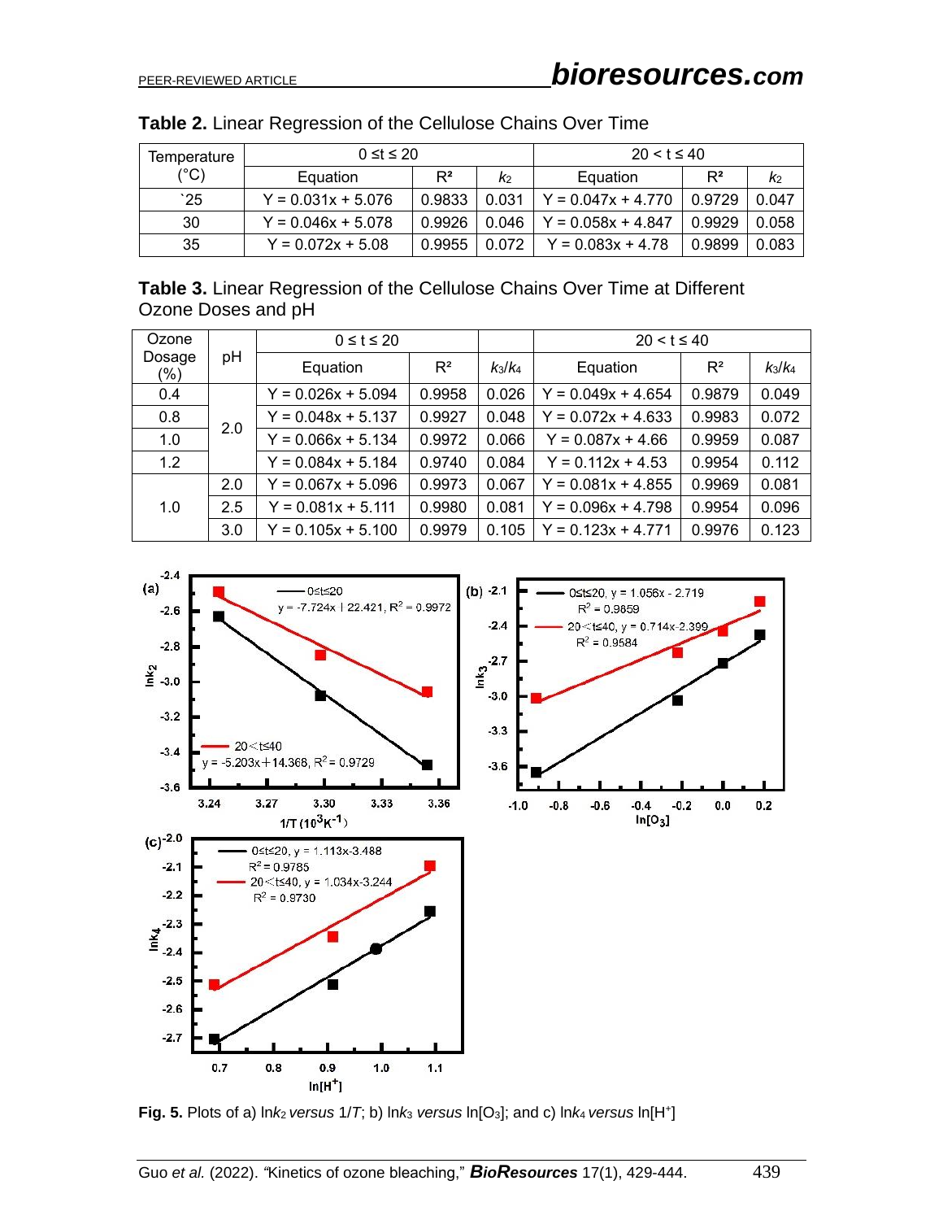**Table 2.** Linear Regression of the Cellulose Chains Over Time

| Temperature (°C) | $0 \leq t \leq 20$ | | | $20 < t \leq 40$ | | |
|---|---|---|---|---|---|---|
| | Equation | $R^2$ | $k_2$ | Equation | $R^2$ | $k_2$ |
| `25 | Y = 0.031x + 5.076 | 0.9833 | 0.031 | Y = 0.047x + 4.770 | 0.9729 | 0.047 |
| 30 | Y = 0.046x + 5.078 | 0.9926 | 0.046 | Y = 0.058x + 4.847 | 0.9929 | 0.058 |
| 35 | Y = 0.072x + 5.08 | 0.9955 | 0.072 | Y = 0.083x + 4.78 | 0.9899 | 0.083 |

**Table 3.** Linear Regression of the Cellulose Chains Over Time at Different Ozone Doses and pH

| Ozone Dosage (%) | pH | $0 \leq t \leq 20$ | | | $20 < t \leq 40$ | | |
|---|---|---|---|---|---|---|---|
| | | Equation | $R^2$ | $k_3/k_4$ | Equation | $R^2$ | $k_3/k_4$ |
| 0.4 | 2.0 | Y = 0.026x + 5.094 | 0.9958 | 0.026 | Y = 0.049x + 4.654 | 0.9879 | 0.049 |
| 0.8 | | Y = 0.048x + 5.137 | 0.9927 | 0.048 | Y = 0.072x + 4.633 | 0.9983 | 0.072 |
| 1.0 | | Y = 0.066x + 5.134 | 0.9972 | 0.066 | Y = 0.087x + 4.66 | 0.9959 | 0.087 |
| 1.2 | | Y = 0.084x + 5.184 | 0.9740 | 0.084 | Y = 0.112x + 4.53 | 0.9954 | 0.112 |
| 1.0 | 2.0 | Y = 0.067x + 5.096 | 0.9973 | 0.067 | Y = 0.081x + 4.855 | 0.9969 | 0.081 |
| | 2.5 | Y = 0.081x + 5.111 | 0.9980 | 0.081 | Y = 0.096x + 4.798 | 0.9954 | 0.096 |
| | 3.0 | Y = 0.105x + 5.100 | 0.9979 | 0.105 | Y = 0.123x + 4.771 | 0.9976 | 0.123 |

**Fig. 5.** Plots of a) $\ln k_2$ *versus* $1/T$; b) $\ln k_3$ *versus* $\ln[O_3]$; and c) $\ln k_4$ *versus* $\ln[H^+]$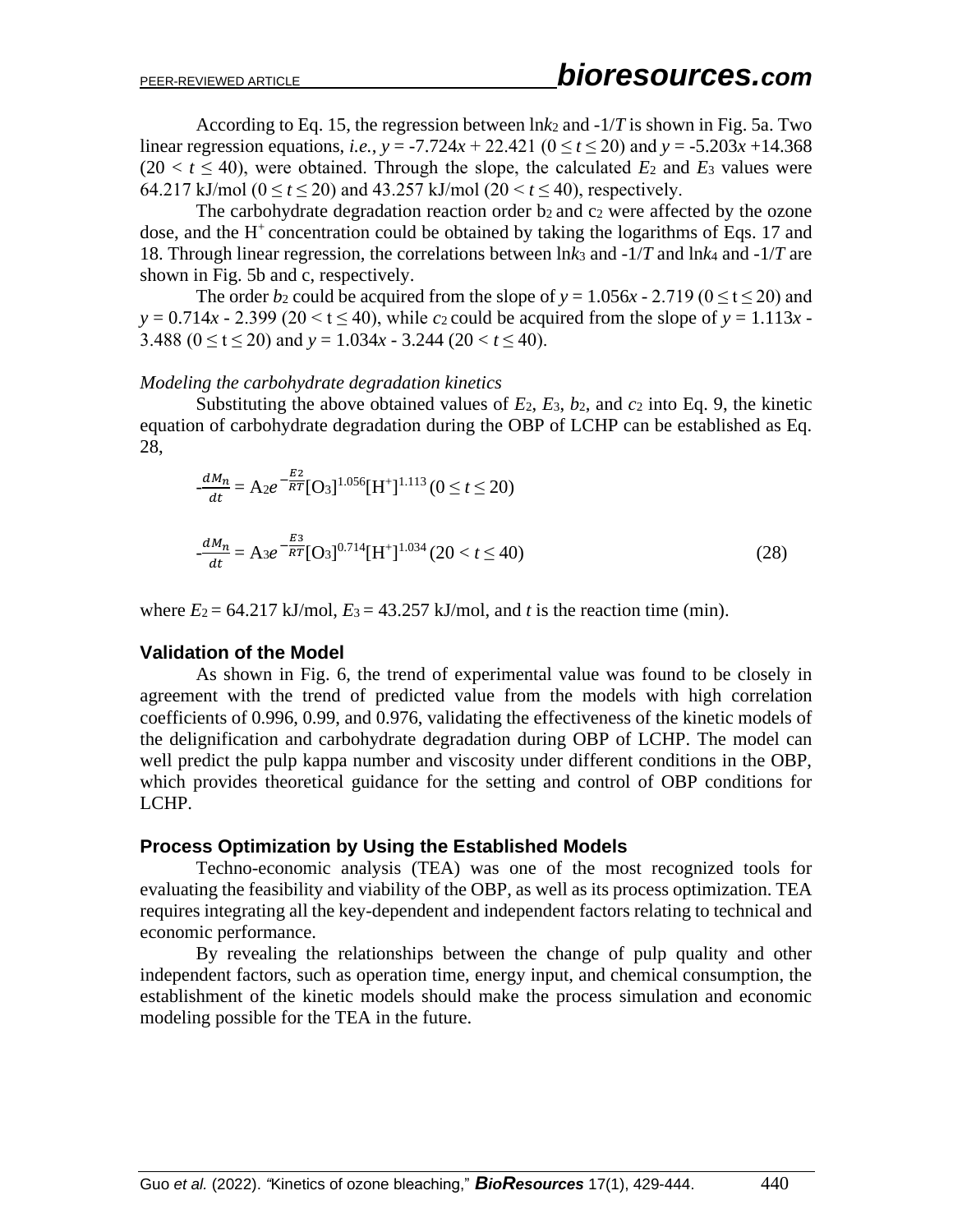According to Eq. 15, the regression between $\ln k_2$ and $-1/T$ is shown in Fig. 5a. Two linear regression equations, *i.e.*, $y = -7.724x + 22.421$ ($0 \leq t \leq 20$) and $y = -5.203x + 14.368$ ($20 < t \leq 40$), were obtained. Through the slope, the calculated $E_2$ and $E_3$ values were 64.217 kJ/mol ($0 \leq t \leq 20$) and 43.257 kJ/mol ($20 < t \leq 40$), respectively.

The carbohydrate degradation reaction order $b_2$ and $c_2$ were affected by the ozone dose, and the $H^+$ concentration could be obtained by taking the logarithms of Eqs. 17 and 18. Through linear regression, the correlations between $\ln k_3$ and $-1/T$ and $\ln k_4$ and $-1/T$ are shown in Fig. 5b and c, respectively.

The order $b_2$ could be acquired from the slope of $y = 1.056x - 2.719$ ($0 \leq t \leq 20$) and $y = 0.714x - 2.399$ ($20 < t \leq 40$), while $c_2$ could be acquired from the slope of $y = 1.113x - 3.488$ ($0 \leq t \leq 20$) and $y = 1.034x - 3.244$ ($20 < t \leq 40$).

*Modeling the carbohydrate degradation kinetics*

Substituting the above obtained values of $E_2$, $E_3$, $b_2$, and $c_2$ into Eq. 9, the kinetic equation of carbohydrate degradation during the OBP of LCHP can be established as Eq. 28,

$$-\frac{dM_n}{dt} = A_2 e^{-\frac{E2}{RT}}[O_3]^{1.056}[H^+]^{1.113} \ (0 \leq t \leq 20)$$

$$-\frac{dM_n}{dt} = A_3 e^{-\frac{E3}{RT}}[O_3]^{0.714}[H^+]^{1.034} \ (20 < t \leq 40) \tag{28}$$

where $E_2 = 64.217$ kJ/mol, $E_3 = 43.257$ kJ/mol, and $t$ is the reaction time (min).

## Validation of the Model

As shown in Fig. 6, the trend of experimental value was found to be closely in agreement with the trend of predicted value from the models with high correlation coefficients of 0.996, 0.99, and 0.976, validating the effectiveness of the kinetic models of the delignification and carbohydrate degradation during OBP of LCHP. The model can well predict the pulp kappa number and viscosity under different conditions in the OBP, which provides theoretical guidance for the setting and control of OBP conditions for LCHP.

## Process Optimization by Using the Established Models

Techno-economic analysis (TEA) was one of the most recognized tools for evaluating the feasibility and viability of the OBP, as well as its process optimization. TEA requires integrating all the key-dependent and independent factors relating to technical and economic performance.

By revealing the relationships between the change of pulp quality and other independent factors, such as operation time, energy input, and chemical consumption, the establishment of the kinetic models should make the process simulation and economic modeling possible for the TEA in the future.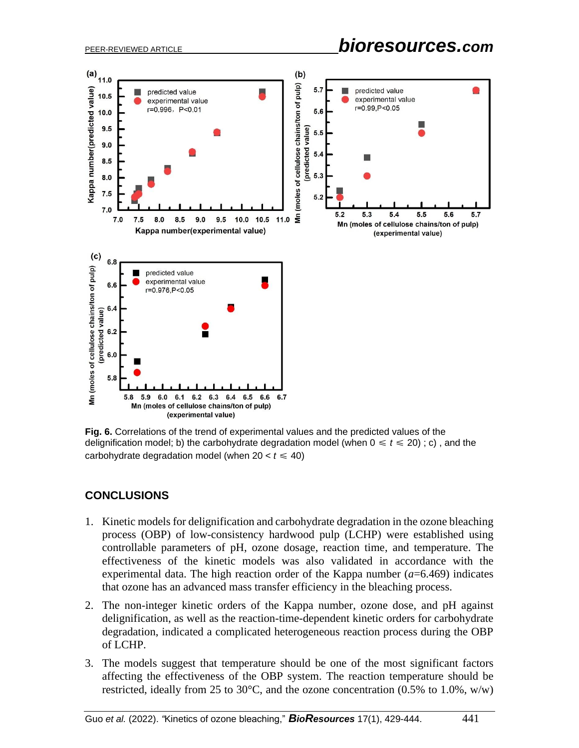**Fig. 6.** Correlations of the trend of experimental values and the predicted values of the delignification model; b) the carbohydrate degradation model (when $0 \leqslant t \leqslant 20$) ; c) , and the carbohydrate degradation model (when $20 < t \leqslant 40$)

## CONCLUSIONS

1. Kinetic models for delignification and carbohydrate degradation in the ozone bleaching process (OBP) of low-consistency hardwood pulp (LCHP) were established using controllable parameters of pH, ozone dosage, reaction time, and temperature. The effectiveness of the kinetic models was also validated in accordance with the experimental data. The high reaction order of the Kappa number ($a$=6.469) indicates that ozone has an advanced mass transfer efficiency in the bleaching process.
2. The non-integer kinetic orders of the Kappa number, ozone dose, and pH against delignification, as well as the reaction-time-dependent kinetic orders for carbohydrate degradation, indicated a complicated heterogeneous reaction process during the OBP of LCHP.
3. The models suggest that temperature should be one of the most significant factors affecting the effectiveness of the OBP system. The reaction temperature should be restricted, ideally from 25 to 30°C, and the ozone concentration (0.5% to 1.0%, w/w)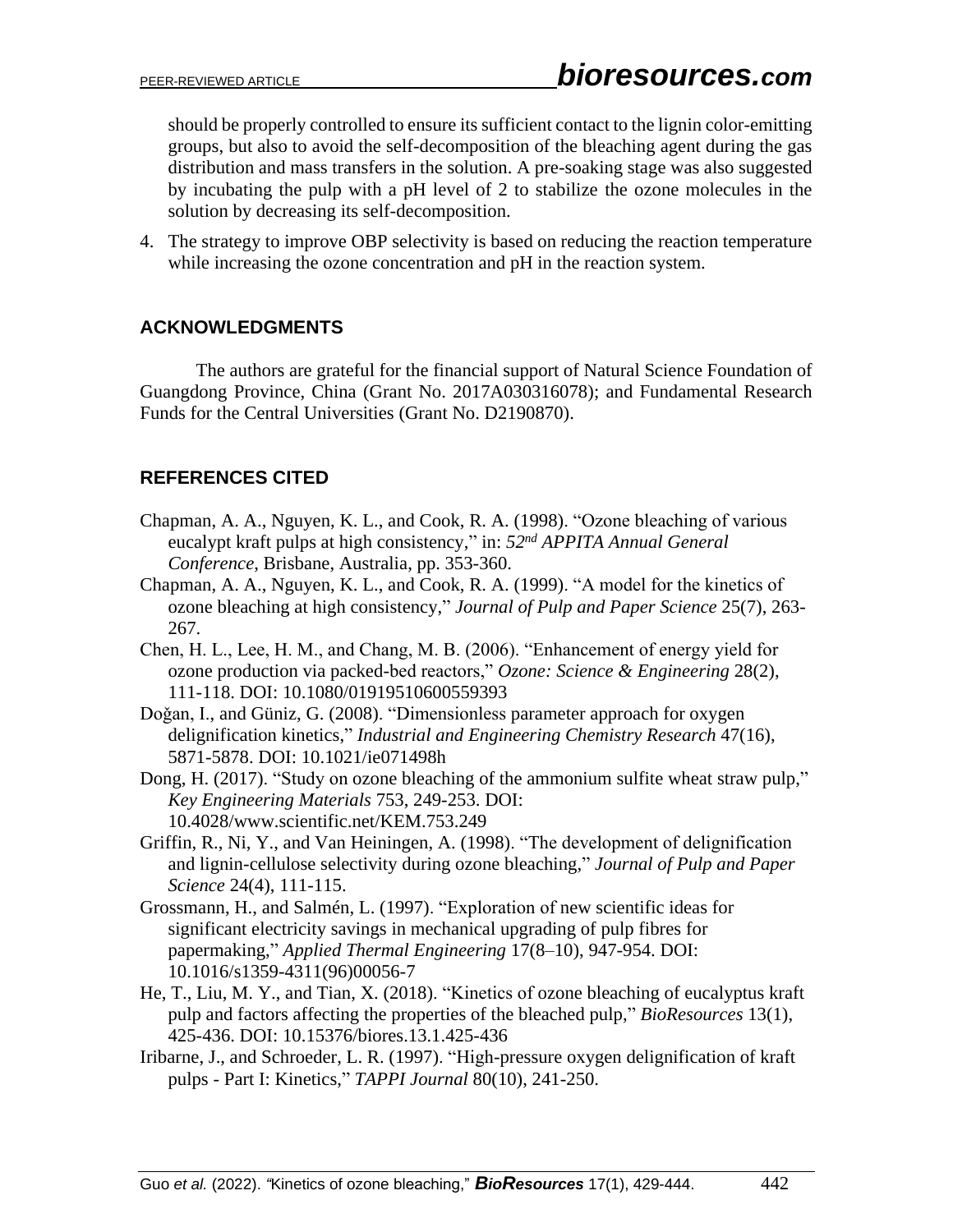should be properly controlled to ensure its sufficient contact to the lignin color-emitting groups, but also to avoid the self-decomposition of the bleaching agent during the gas distribution and mass transfers in the solution. A pre-soaking stage was also suggested by incubating the pulp with a pH level of 2 to stabilize the ozone molecules in the solution by decreasing its self-decomposition.

4. The strategy to improve OBP selectivity is based on reducing the reaction temperature while increasing the ozone concentration and pH in the reaction system.

## ACKNOWLEDGMENTS

The authors are grateful for the financial support of Natural Science Foundation of Guangdong Province, China (Grant No. 2017A030316078); and Fundamental Research Funds for the Central Universities (Grant No. D2190870).

## REFERENCES CITED

Chapman, A. A., Nguyen, K. L., and Cook, R. A. (1998). "Ozone bleaching of various eucalypt kraft pulps at high consistency," in: *52nd APPITA Annual General Conference*, Brisbane, Australia, pp. 353-360.

Chapman, A. A., Nguyen, K. L., and Cook, R. A. (1999). "A model for the kinetics of ozone bleaching at high consistency," *Journal of Pulp and Paper Science* 25(7), 263-267.

Chen, H. L., Lee, H. M., and Chang, M. B. (2006). "Enhancement of energy yield for ozone production via packed-bed reactors," *Ozone: Science & Engineering* 28(2), 111-118. DOI: 10.1080/01919510600559393

Doğan, I., and Güniz, G. (2008). "Dimensionless parameter approach for oxygen delignification kinetics," *Industrial and Engineering Chemistry Research* 47(16), 5871-5878. DOI: 10.1021/ie071498h

Dong, H. (2017). "Study on ozone bleaching of the ammonium sulfite wheat straw pulp," *Key Engineering Materials* 753, 249-253. DOI: 10.4028/www.scientific.net/KEM.753.249

Griffin, R., Ni, Y., and Van Heiningen, A. (1998). "The development of delignification and lignin-cellulose selectivity during ozone bleaching," *Journal of Pulp and Paper Science* 24(4), 111-115.

Grossmann, H., and Salmén, L. (1997). "Exploration of new scientific ideas for significant electricity savings in mechanical upgrading of pulp fibres for papermaking," *Applied Thermal Engineering* 17(8–10), 947-954. DOI: 10.1016/s1359-4311(96)00056-7

He, T., Liu, M. Y., and Tian, X. (2018). "Kinetics of ozone bleaching of eucalyptus kraft pulp and factors affecting the properties of the bleached pulp," *BioResources* 13(1), 425-436. DOI: 10.15376/biores.13.1.425-436

Iribarne, J., and Schroeder, L. R. (1997). "High-pressure oxygen delignification of kraft pulps - Part I: Kinetics," *TAPPI Journal* 80(10), 241-250.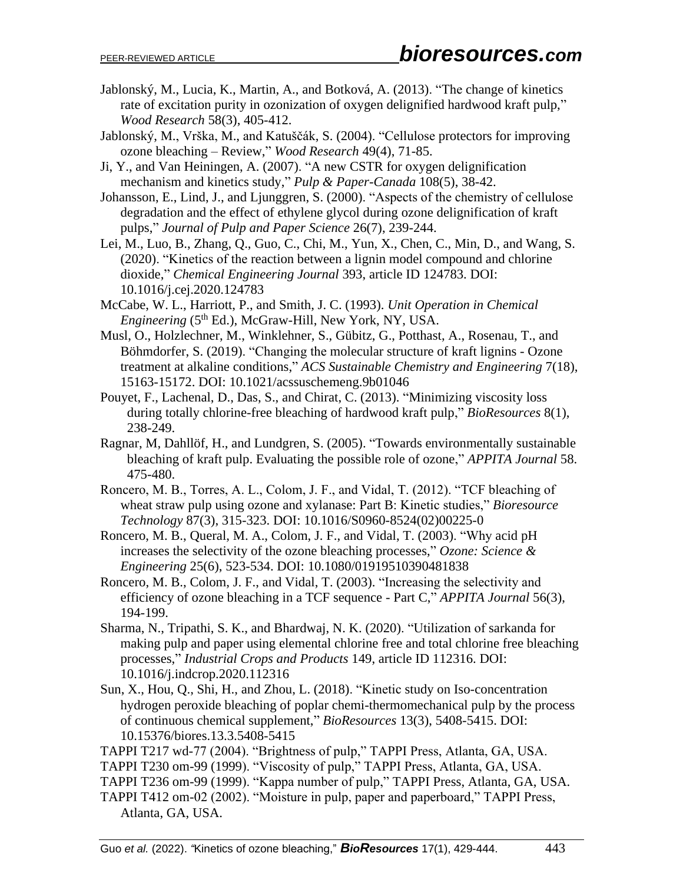Jablonský, M., Lucia, K., Martin, A., and Botková, A. (2013). "The change of kinetics rate of excitation purity in ozonization of oxygen delignified hardwood kraft pulp," *Wood Research* 58(3), 405-412.

Jablonský, M., Vrška, M., and Katuščák, S. (2004). "Cellulose protectors for improving ozone bleaching – Review," *Wood Research* 49(4), 71-85.

Ji, Y., and Van Heiningen, A. (2007). "A new CSTR for oxygen delignification mechanism and kinetics study," *Pulp & Paper-Canada* 108(5), 38-42.

Johansson, E., Lind, J., and Ljunggren, S. (2000). "Aspects of the chemistry of cellulose degradation and the effect of ethylene glycol during ozone delignification of kraft pulps," *Journal of Pulp and Paper Science* 26(7), 239-244.

Lei, M., Luo, B., Zhang, Q., Guo, C., Chi, M., Yun, X., Chen, C., Min, D., and Wang, S. (2020). "Kinetics of the reaction between a lignin model compound and chlorine dioxide," *Chemical Engineering Journal* 393, article ID 124783. DOI: 10.1016/j.cej.2020.124783

McCabe, W. L., Harriott, P., and Smith, J. C. (1993). *Unit Operation in Chemical Engineering* (5th Ed.), McGraw-Hill, New York, NY, USA.

Musl, O., Holzlechner, M., Winklehner, S., Gübitz, G., Potthast, A., Rosenau, T., and Böhmdorfer, S. (2019). "Changing the molecular structure of kraft lignins - Ozone treatment at alkaline conditions," *ACS Sustainable Chemistry and Engineering* 7(18), 15163-15172. DOI: 10.1021/acssuschemeng.9b01046

Pouyet, F., Lachenal, D., Das, S., and Chirat, C. (2013). "Minimizing viscosity loss during totally chlorine-free bleaching of hardwood kraft pulp," *BioResources* 8(1), 238-249.

Ragnar, M, Dahllöf, H., and Lundgren, S. (2005). "Towards environmentally sustainable bleaching of kraft pulp. Evaluating the possible role of ozone," *APPITA Journal* 58. 475-480.

Roncero, M. B., Torres, A. L., Colom, J. F., and Vidal, T. (2012). "TCF bleaching of wheat straw pulp using ozone and xylanase: Part B: Kinetic studies," *Bioresource Technology* 87(3), 315-323. DOI: 10.1016/S0960-8524(02)00225-0

Roncero, M. B., Queral, M. A., Colom, J. F., and Vidal, T. (2003). "Why acid pH increases the selectivity of the ozone bleaching processes," *Ozone: Science & Engineering* 25(6), 523-534. DOI: 10.1080/01919510390481838

Roncero, M. B., Colom, J. F., and Vidal, T. (2003). "Increasing the selectivity and efficiency of ozone bleaching in a TCF sequence - Part C," *APPITA Journal* 56(3), 194-199.

Sharma, N., Tripathi, S. K., and Bhardwaj, N. K. (2020). "Utilization of sarkanda for making pulp and paper using elemental chlorine free and total chlorine free bleaching processes," *Industrial Crops and Products* 149, article ID 112316. DOI: 10.1016/j.indcrop.2020.112316

Sun, X., Hou, Q., Shi, H., and Zhou, L. (2018). "Kinetic study on Iso-concentration hydrogen peroxide bleaching of poplar chemi-thermomechanical pulp by the process of continuous chemical supplement," *BioResources* 13(3), 5408-5415. DOI: 10.15376/biores.13.3.5408-5415

TAPPI T217 wd-77 (2004). "Brightness of pulp," TAPPI Press, Atlanta, GA, USA.

TAPPI T230 om-99 (1999). "Viscosity of pulp," TAPPI Press, Atlanta, GA, USA.

TAPPI T236 om-99 (1999). "Kappa number of pulp," TAPPI Press, Atlanta, GA, USA.

TAPPI T412 om-02 (2002). "Moisture in pulp, paper and paperboard," TAPPI Press, Atlanta, GA, USA.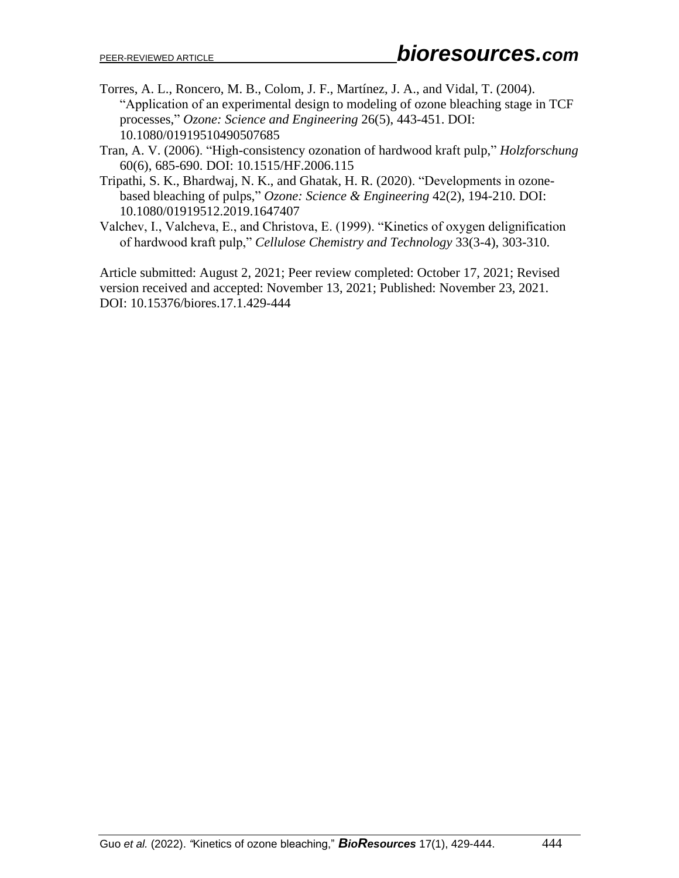Torres, A. L., Roncero, M. B., Colom, J. F., Martínez, J. A., and Vidal, T. (2004). "Application of an experimental design to modeling of ozone bleaching stage in TCF processes," *Ozone: Science and Engineering* 26(5), 443-451. DOI: 10.1080/01919510490507685

Tran, A. V. (2006). "High-consistency ozonation of hardwood kraft pulp," *Holzforschung* 60(6), 685-690. DOI: 10.1515/HF.2006.115

Tripathi, S. K., Bhardwaj, N. K., and Ghatak, H. R. (2020). "Developments in ozone-based bleaching of pulps," *Ozone: Science & Engineering* 42(2), 194-210. DOI: 10.1080/01919512.2019.1647407

Valchev, I., Valcheva, E., and Christova, E. (1999). "Kinetics of oxygen delignification of hardwood kraft pulp," *Cellulose Chemistry and Technology* 33(3-4), 303-310.

Article submitted: August 2, 2021; Peer review completed: October 17, 2021; Revised version received and accepted: November 13, 2021; Published: November 23, 2021. DOI: 10.15376/biores.17.1.429-444